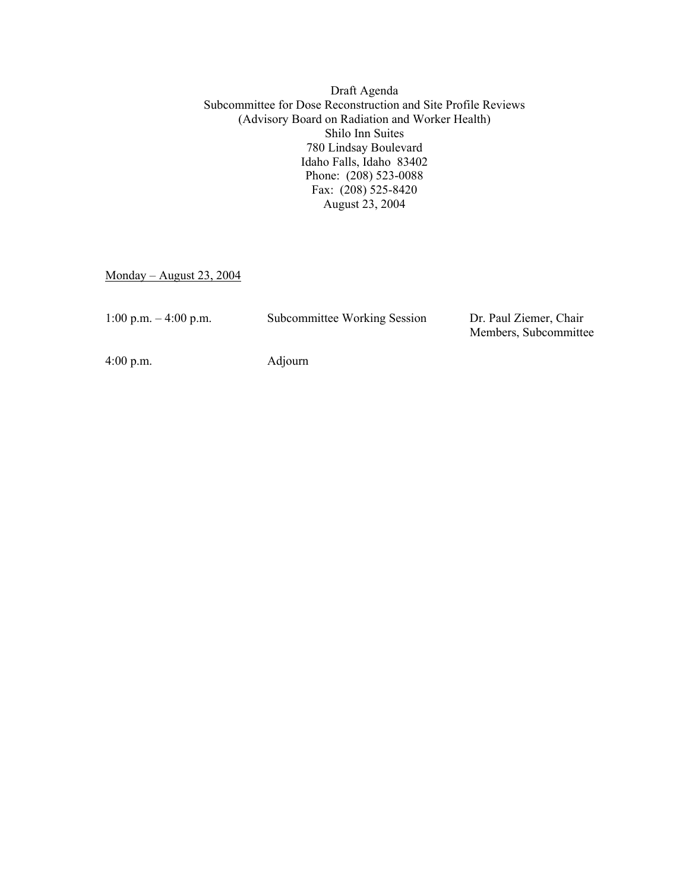Draft Agenda
Subcommittee for Dose Reconstruction and Site Profile Reviews
(Advisory Board on Radiation and Worker Health)
Shilo Inn Suites
780 Lindsay Boulevard
Idaho Falls, Idaho 83402
Phone: (208) 523-0088
Fax: (208) 525-8420
August 23, 2004

<u>Monday – August 23, 2004</u>

| | | |
|---|---|---|
| 1:00 p.m. – 4:00 p.m. | Subcommittee Working Session | Dr. Paul Ziemer, Chair<br>Members, Subcommittee |
| 4:00 p.m. | Adjourn | |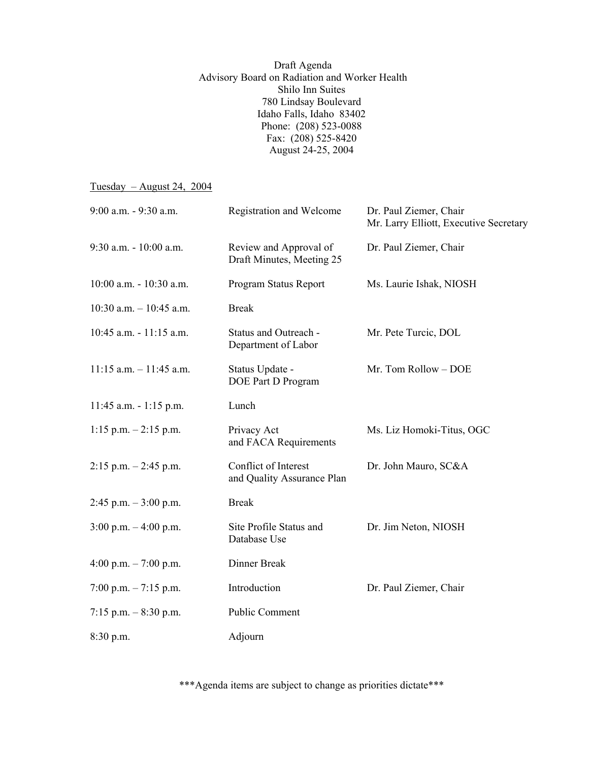Draft Agenda
Advisory Board on Radiation and Worker Health
Shilo Inn Suites
780 Lindsay Boulevard
Idaho Falls, Idaho 83402
Phone: (208) 523-0088
Fax: (208) 525-8420
August 24-25, 2004

Tuesday – August 24, 2004

| | | |
|---|---|---|
| 9:00 a.m. - 9:30 a.m. | Registration and Welcome | Dr. Paul Ziemer, Chair<br>Mr. Larry Elliott, Executive Secretary |
| 9:30 a.m. - 10:00 a.m. | Review and Approval of Draft Minutes, Meeting 25 | Dr. Paul Ziemer, Chair |
| 10:00 a.m. - 10:30 a.m. | Program Status Report | Ms. Laurie Ishak, NIOSH |
| 10:30 a.m. – 10:45 a.m. | Break | |
| 10:45 a.m. - 11:15 a.m. | Status and Outreach - Department of Labor | Mr. Pete Turcic, DOL |
| 11:15 a.m. – 11:45 a.m. | Status Update - DOE Part D Program | Mr. Tom Rollow – DOE |
| 11:45 a.m. - 1:15 p.m. | Lunch | |
| 1:15 p.m. – 2:15 p.m. | Privacy Act and FACA Requirements | Ms. Liz Homoki-Titus, OGC |
| 2:15 p.m. – 2:45 p.m. | Conflict of Interest and Quality Assurance Plan | Dr. John Mauro, SC&A |
| 2:45 p.m. – 3:00 p.m. | Break | |
| 3:00 p.m. – 4:00 p.m. | Site Profile Status and Database Use | Dr. Jim Neton, NIOSH |
| 4:00 p.m. – 7:00 p.m. | Dinner Break | |
| 7:00 p.m. – 7:15 p.m. | Introduction | Dr. Paul Ziemer, Chair |
| 7:15 p.m. – 8:30 p.m. | Public Comment | |
| 8:30 p.m. | Adjourn | |

***Agenda items are subject to change as priorities dictate***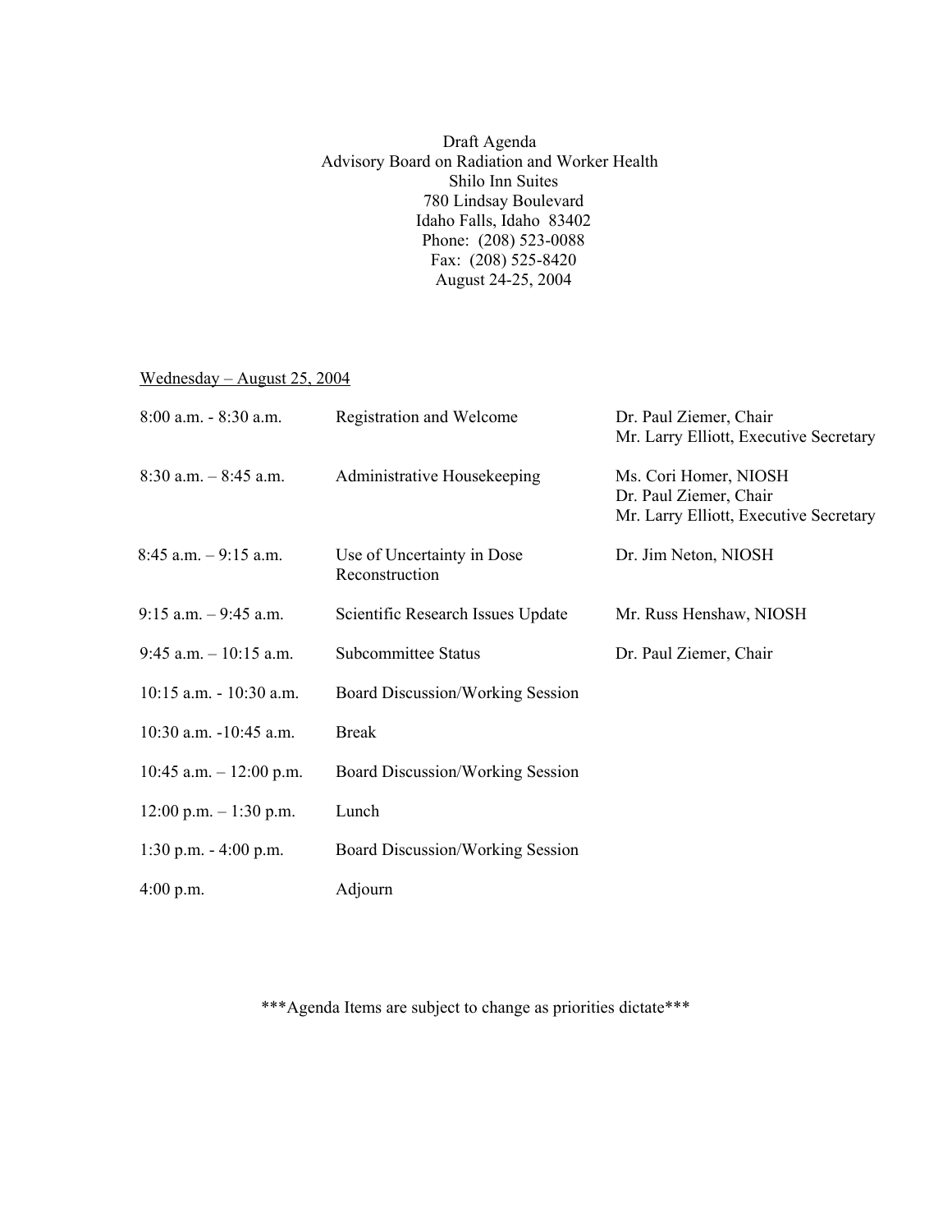Draft Agenda
Advisory Board on Radiation and Worker Health
Shilo Inn Suites
780 Lindsay Boulevard
Idaho Falls, Idaho 83402
Phone: (208) 523-0088
Fax: (208) 525-8420
August 24-25, 2004

Wednesday – August 25, 2004

| | | |
|---|---|---|
| 8:00 a.m. - 8:30 a.m. | Registration and Welcome | Dr. Paul Ziemer, Chair<br>Mr. Larry Elliott, Executive Secretary |
| 8:30 a.m. – 8:45 a.m. | Administrative Housekeeping | Ms. Cori Homer, NIOSH<br>Dr. Paul Ziemer, Chair<br>Mr. Larry Elliott, Executive Secretary |
| 8:45 a.m. – 9:15 a.m. | Use of Uncertainty in Dose Reconstruction | Dr. Jim Neton, NIOSH |
| 9:15 a.m. – 9:45 a.m. | Scientific Research Issues Update | Mr. Russ Henshaw, NIOSH |
| 9:45 a.m. – 10:15 a.m. | Subcommittee Status | Dr. Paul Ziemer, Chair |
| 10:15 a.m. - 10:30 a.m. | Board Discussion/Working Session | |
| 10:30 a.m. -10:45 a.m. | Break | |
| 10:45 a.m. – 12:00 p.m. | Board Discussion/Working Session | |
| 12:00 p.m. – 1:30 p.m. | Lunch | |
| 1:30 p.m. - 4:00 p.m. | Board Discussion/Working Session | |
| 4:00 p.m. | Adjourn | |

***Agenda Items are subject to change as priorities dictate***